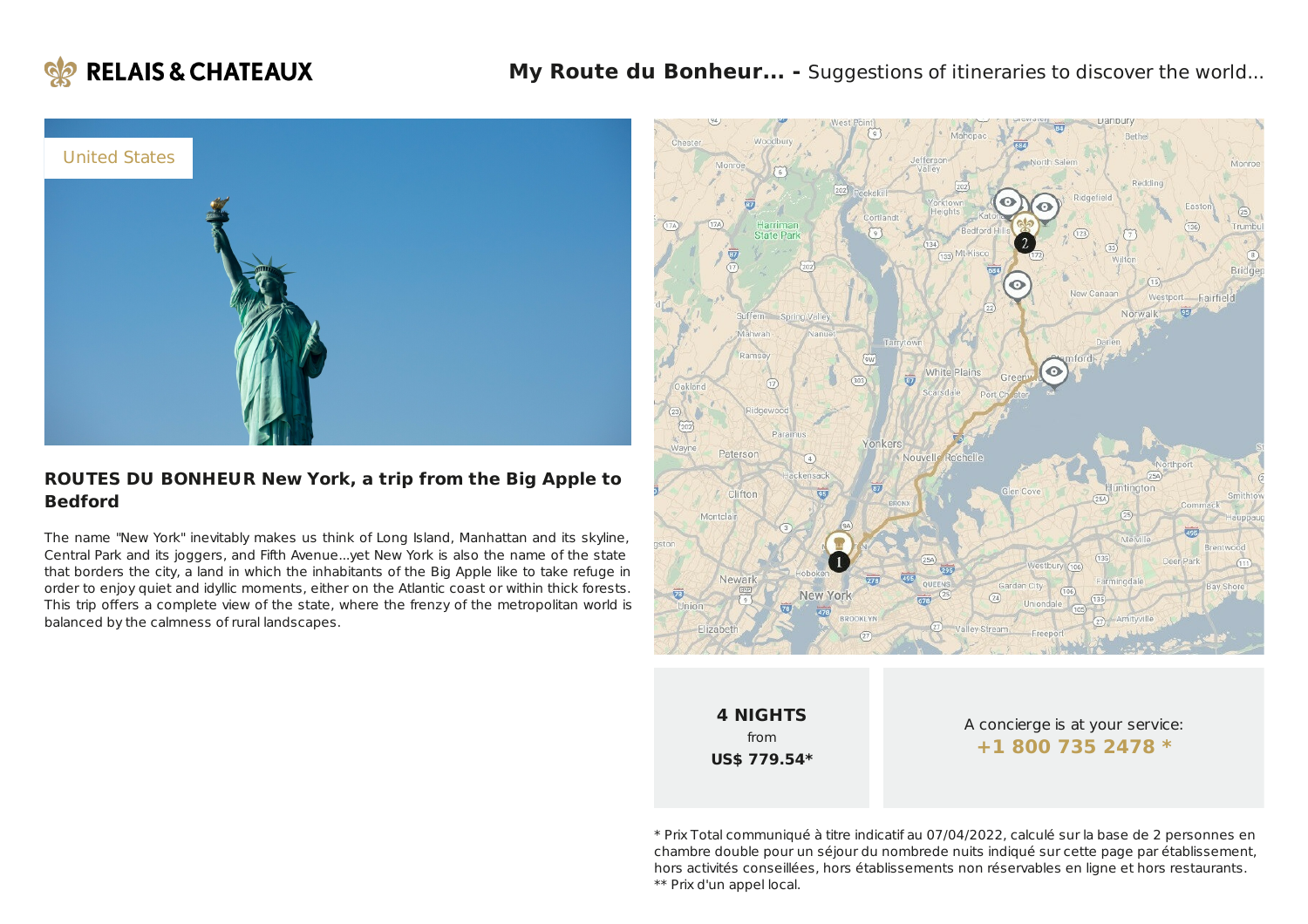RELAIS & CHATEAUX

**My Route du Bonheur... -** Suggestions of itineraries to discover the world...

United States

## ROUTES DU BONHEUR New York, a trip from the Big Apple to Bedford

The name "New York" inevitably makes us think of Long Island, Manhattan and its skyline, Central Park and its joggers, and Fifth Avenue...yet New York is also the name of the state that borders the city, a land in which the inhabitants of the Big Apple like to take refuge in order to enjoy quiet and idyllic moments, either on the Atlantic coast or within thick forests. This trip offers a complete view of the state, where the frenzy of the metropolitan world is balanced by the calmness of rural landscapes.

**4 NIGHTS**
from
**US$ 779.54***

A concierge is at your service:
**+1 800 735 2478 ***

* Prix Total communiqué à titre indicatif au 07/04/2022, calculé sur la base de 2 personnes en chambre double pour un séjour du nombrede nuits indiqué sur cette page par établissement, hors activités conseillées, hors établissements non réservables en ligne et hors restaurants.
** Prix d'un appel local.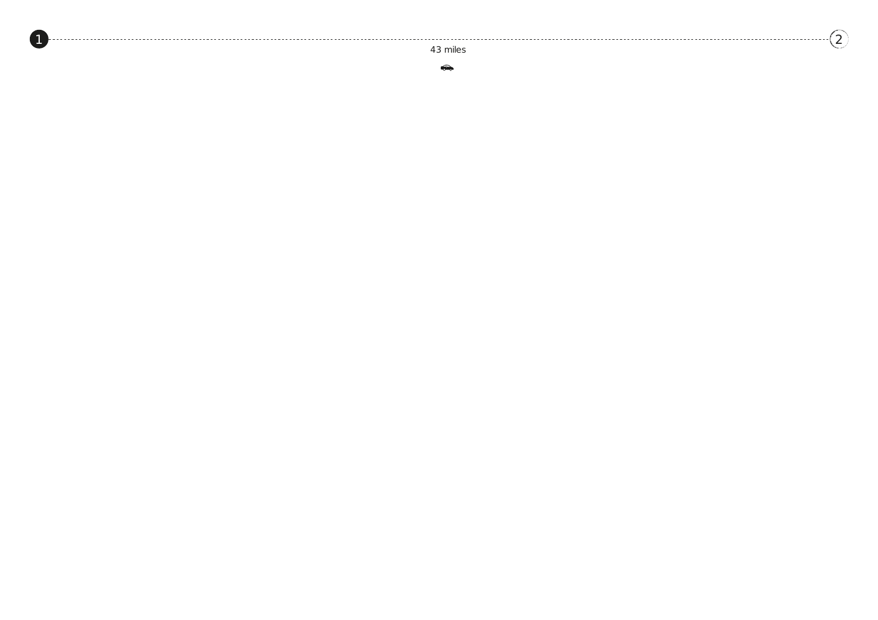1 ........................................................................ 2

43 miles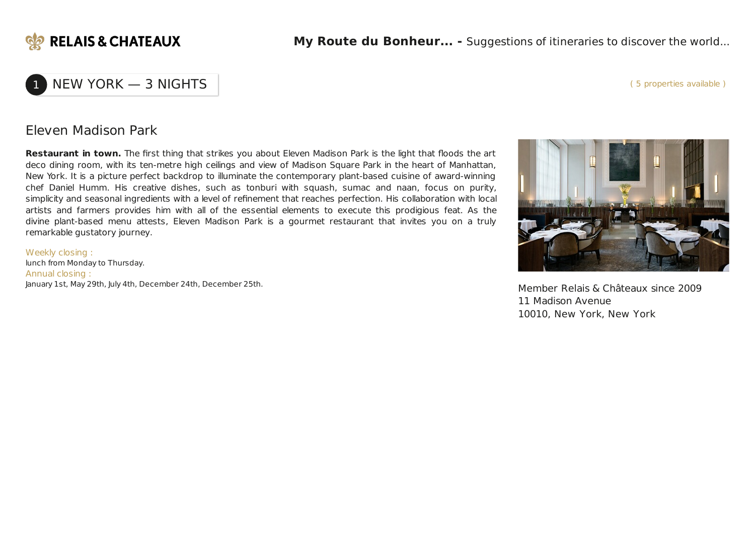## 1 NEW YORK — 3 NIGHTS

( 5 properties available )

### Eleven Madison Park

**Restaurant in town.** The first thing that strikes you about Eleven Madison Park is the light that floods the art deco dining room, with its ten-metre high ceilings and view of Madison Square Park in the heart of Manhattan, New York. It is a picture perfect backdrop to illuminate the contemporary plant-based cuisine of award-winning chef Daniel Humm. His creative dishes, such as tonburi with squash, sumac and naan, focus on purity, simplicity and seasonal ingredients with a level of refinement that reaches perfection. His collaboration with local artists and farmers provides him with all of the essential elements to execute this prodigious feat. As the divine plant-based menu attests, Eleven Madison Park is a gourmet restaurant that invites you on a truly remarkable gustatory journey.

Weekly closing :
lunch from Monday to Thursday.

Annual closing :
January 1st, May 29th, July 4th, December 24th, December 25th.

Member Relais & Châteaux since 2009
11 Madison Avenue
10010, New York, New York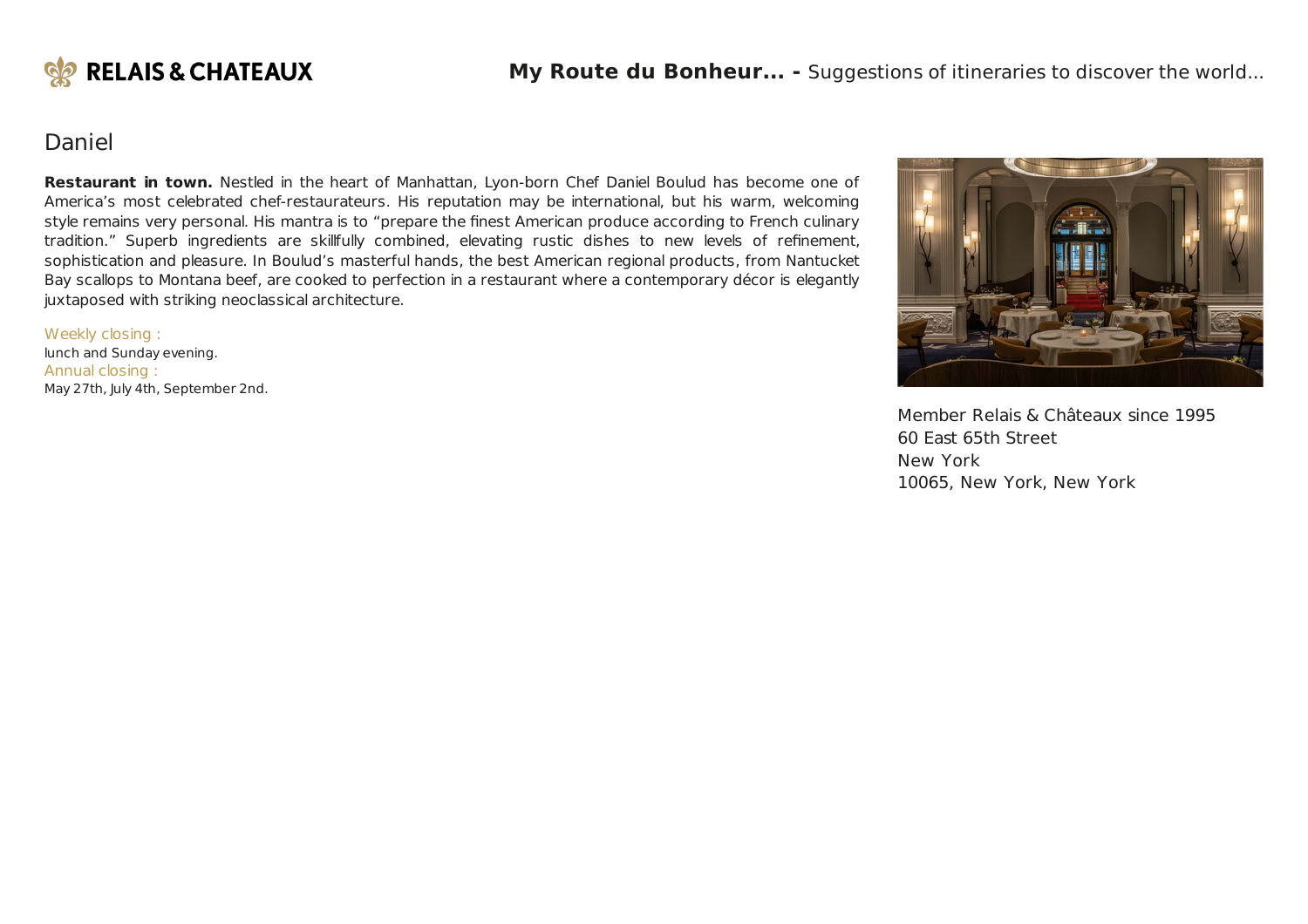## Daniel

**Restaurant in town.** Nestled in the heart of Manhattan, Lyon-born Chef Daniel Boulud has become one of America’s most celebrated chef-restaurateurs. His reputation may be international, but his warm, welcoming style remains very personal. His mantra is to “prepare the finest American produce according to French culinary tradition.” Superb ingredients are skillfully combined, elevating rustic dishes to new levels of refinement, sophistication and pleasure. In Boulud’s masterful hands, the best American regional products, from Nantucket Bay scallops to Montana beef, are cooked to perfection in a restaurant where a contemporary décor is elegantly juxtaposed with striking neoclassical architecture.

Weekly closing :
lunch and Sunday evening.
Annual closing :
May 27th, July 4th, September 2nd.

Member Relais & Châteaux since 1995
60 East 65th Street
New York
10065, New York, New York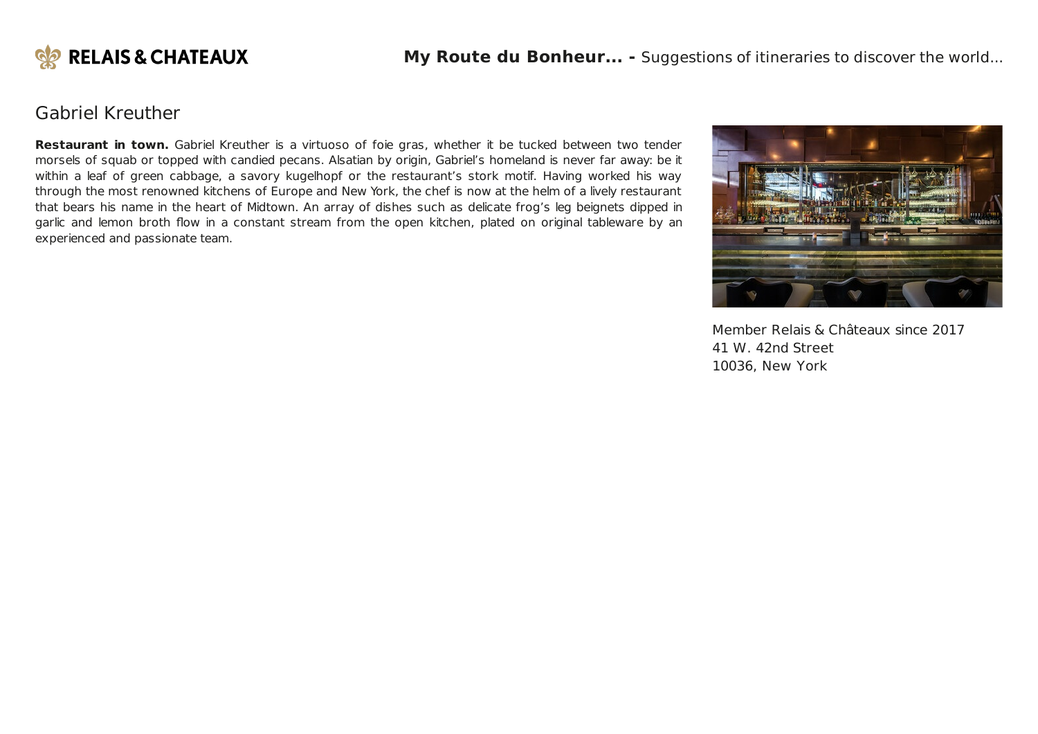# Gabriel Kreuther

**Restaurant in town.** Gabriel Kreuther is a virtuoso of foie gras, whether it be tucked between two tender morsels of squab or topped with candied pecans. Alsatian by origin, Gabriel's homeland is never far away: be it within a leaf of green cabbage, a savory kugelhopf or the restaurant's stork motif. Having worked his way through the most renowned kitchens of Europe and New York, the chef is now at the helm of a lively restaurant that bears his name in the heart of Midtown. An array of dishes such as delicate frog's leg beignets dipped in garlic and lemon broth flow in a constant stream from the open kitchen, plated on original tableware by an experienced and passionate team.

Member Relais & Châteaux since 2017
41 W. 42nd Street
10036, New York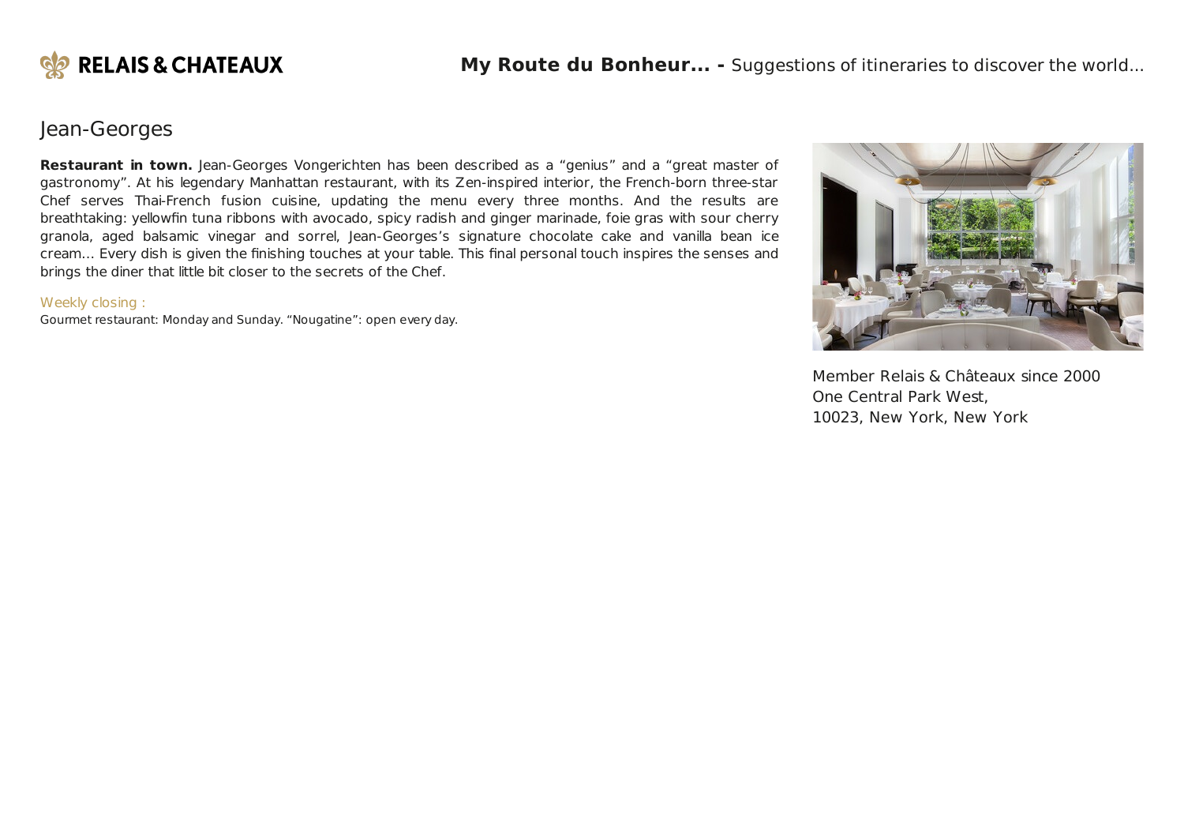# Jean-Georges

**Restaurant in town.** Jean-Georges Vongerichten has been described as a “genius” and a “great master of gastronomy”. At his legendary Manhattan restaurant, with its Zen-inspired interior, the French-born three-star Chef serves Thai-French fusion cuisine, updating the menu every three months. And the results are breathtaking: yellowfin tuna ribbons with avocado, spicy radish and ginger marinade, foie gras with sour cherry granola, aged balsamic vinegar and sorrel, Jean-Georges’s signature chocolate cake and vanilla bean ice cream... Every dish is given the finishing touches at your table. This final personal touch inspires the senses and brings the diner that little bit closer to the secrets of the Chef.

Weekly closing :

Gourmet restaurant: Monday and Sunday. “Nougatine”: open every day.

Member Relais & Châteaux since 2000
One Central Park West,
10023, New York, New York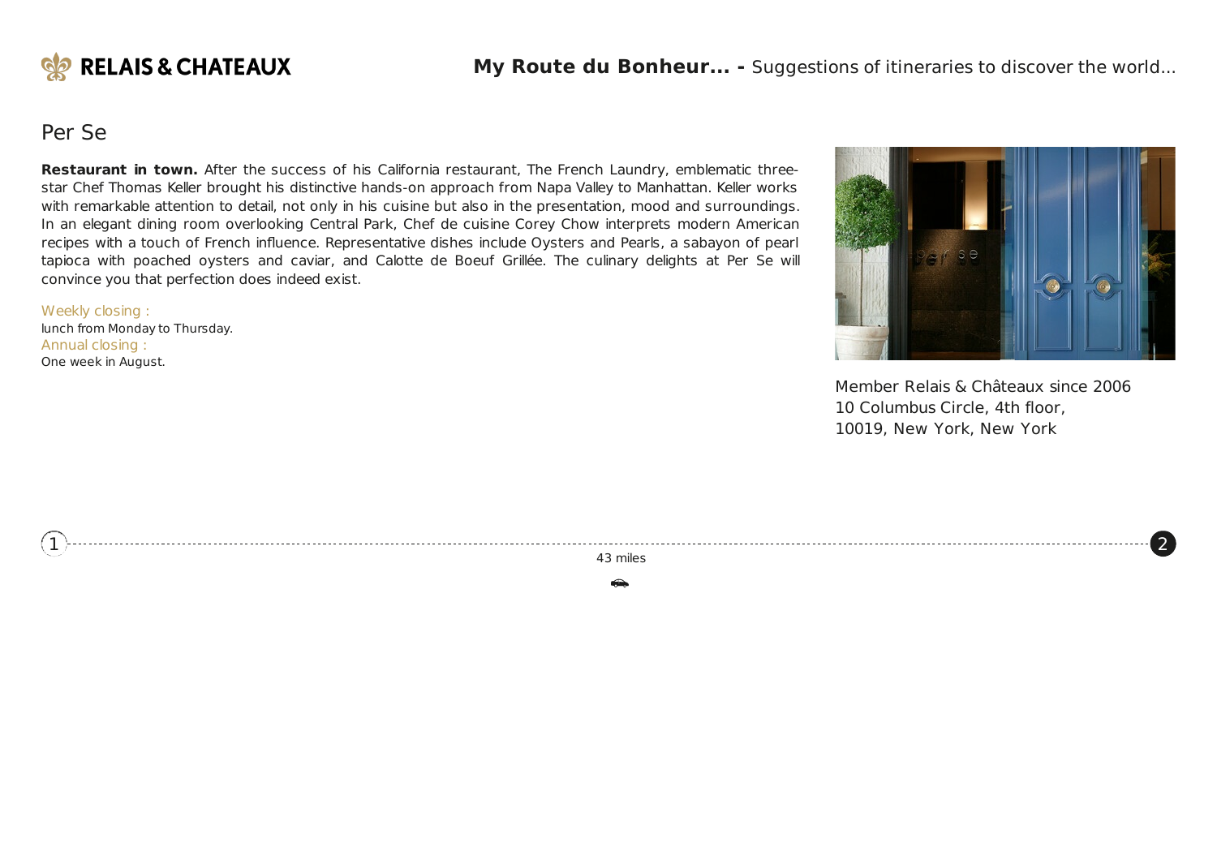## Per Se

**Restaurant in town.** After the success of his California restaurant, The French Laundry, emblematic three-star Chef Thomas Keller brought his distinctive hands-on approach from Napa Valley to Manhattan. Keller works with remarkable attention to detail, not only in his cuisine but also in the presentation, mood and surroundings. In an elegant dining room overlooking Central Park, Chef de cuisine Corey Chow interprets modern American recipes with a touch of French influence. Representative dishes include Oysters and Pearls, a sabayon of pearl tapioca with poached oysters and caviar, and Calotte de Boeuf Grillée. The culinary delights at Per Se will convince you that perfection does indeed exist.

Weekly closing :
lunch from Monday to Thursday.

Annual closing :
One week in August.

Member Relais & Châteaux since 2006
10 Columbus Circle, 4th floor,
10019, New York, New York

1 — 43 miles — 2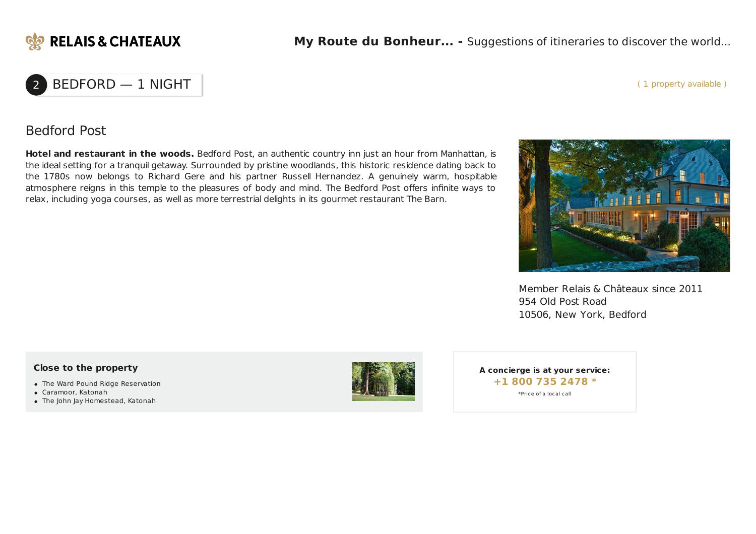RELAIS & CHATEAUX

**My Route du Bonheur... -** Suggestions of itineraries to discover the world...

## 2 BEDFORD — 1 NIGHT

( 1 property available )

### Bedford Post

**Hotel and restaurant in the woods.** Bedford Post, an authentic country inn just an hour from Manhattan, is the ideal setting for a tranquil getaway. Surrounded by pristine woodlands, this historic residence dating back to the 1780s now belongs to Richard Gere and his partner Russell Hernandez. A genuinely warm, hospitable atmosphere reigns in this temple to the pleasures of body and mind. The Bedford Post offers infinite ways to relax, including yoga courses, as well as more terrestrial delights in its gourmet restaurant The Barn.

Member Relais & Châteaux since 2011
954 Old Post Road
10506, New York, Bedford

**Close to the property**

- The Ward Pound Ridge Reservation
- Caramoor, Katonah
- The John Jay Homestead, Katonah

**A concierge is at your service:**
**+1 800 735 2478 \***
\*Price of a local call